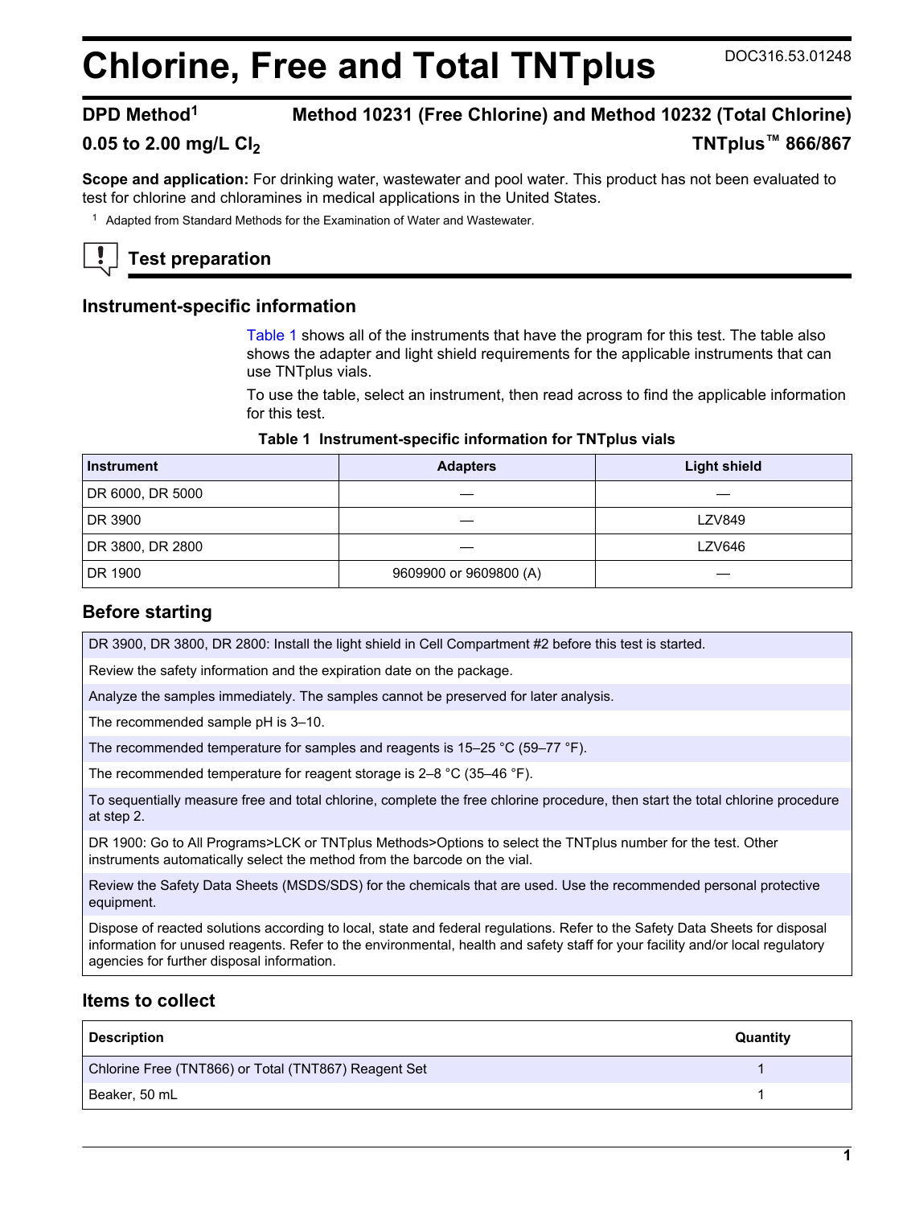# Chlorine, Free and Total TNTplus

DOC316.53.01248

**DPD Method[1]** **Method 10231 (Free Chlorine) and Method 10232 (Total Chlorine)**

**0.05 to 2.00 mg/L $Cl_2$** **TNTplus™ 866/867**

**Scope and application:** For drinking water, wastewater and pool water. This product has not been evaluated to test for chlorine and chloramines in medical applications in the United States.

[1] Adapted from Standard Methods for the Examination of Water and Wastewater.

## Test preparation

### Instrument-specific information

Table 1 shows all of the instruments that have the program for this test. The table also shows the adapter and light shield requirements for the applicable instruments that can use TNTplus vials.

To use the table, select an instrument, then read across to find the applicable information for this test.

**Table 1 Instrument-specific information for TNTplus vials**

| Instrument | Adapters | Light shield |
|---|---|---|
| DR 6000, DR 5000 | — | — |
| DR 3900 | — | LZV849 |
| DR 3800, DR 2800 | — | LZV646 |
| DR 1900 | 9609900 or 9609800 (A) | — |

### Before starting

DR 3900, DR 3800, DR 2800: Install the light shield in Cell Compartment #2 before this test is started.

Review the safety information and the expiration date on the package.

Analyze the samples immediately. The samples cannot be preserved for later analysis.

The recommended sample pH is 3–10.

The recommended temperature for samples and reagents is 15–25 °C (59–77 °F).

The recommended temperature for reagent storage is 2–8 °C (35–46 °F).

To sequentially measure free and total chlorine, complete the free chlorine procedure, then start the total chlorine procedure at step 2.

DR 1900: Go to All Programs>LCK or TNTplus Methods>Options to select the TNTplus number for the test. Other instruments automatically select the method from the barcode on the vial.

Review the Safety Data Sheets (MSDS/SDS) for the chemicals that are used. Use the recommended personal protective equipment.

Dispose of reacted solutions according to local, state and federal regulations. Refer to the Safety Data Sheets for disposal information for unused reagents. Refer to the environmental, health and safety staff for your facility and/or local regulatory agencies for further disposal information.

### Items to collect

| Description | Quantity |
|---|---|
| Chlorine Free (TNT866) or Total (TNT867) Reagent Set | 1 |
| Beaker, 50 mL | 1 |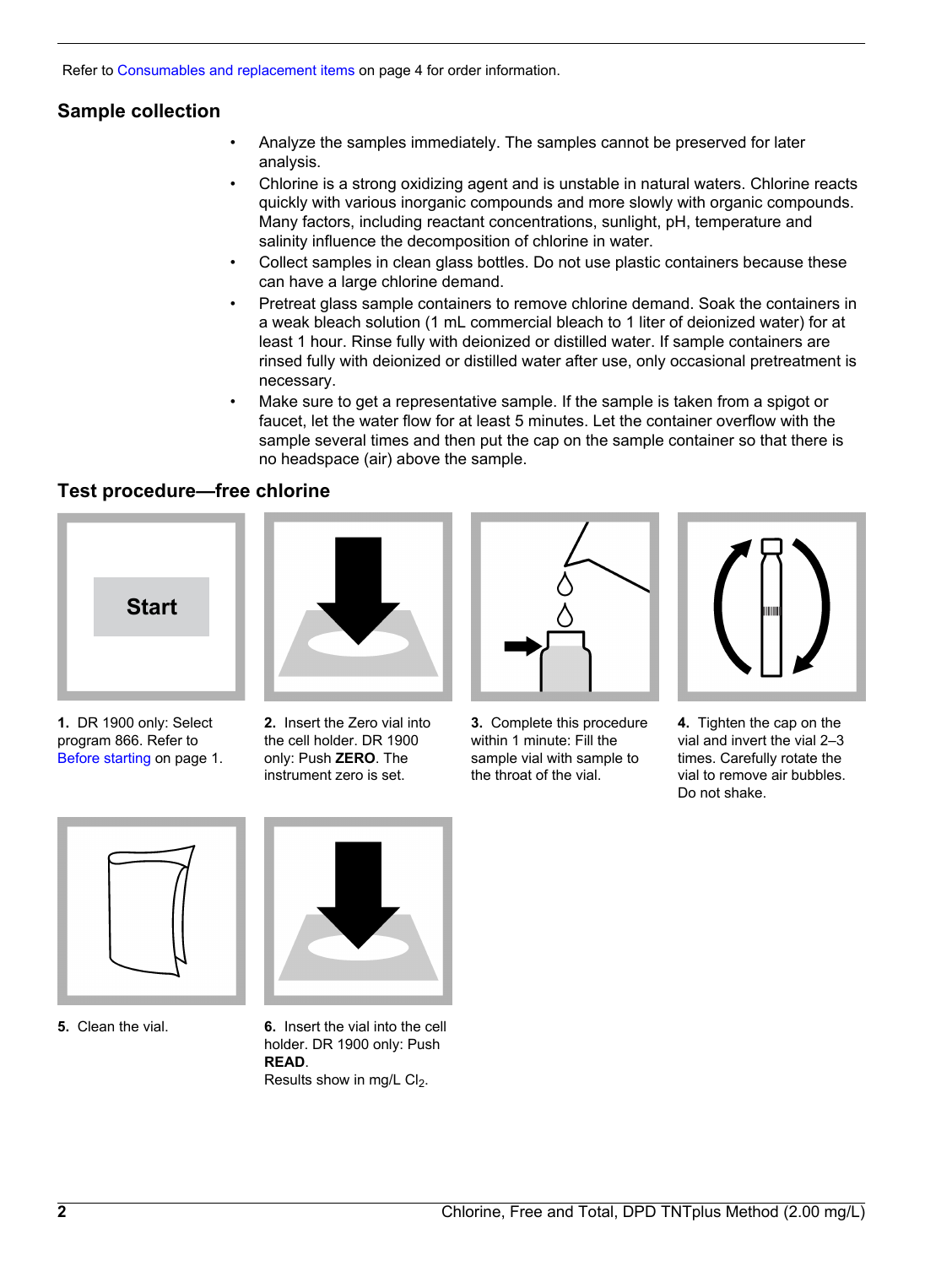Refer to Consumables and replacement items on page 4 for order information.

## Sample collection

- Analyze the samples immediately. The samples cannot be preserved for later analysis.
- Chlorine is a strong oxidizing agent and is unstable in natural waters. Chlorine reacts quickly with various inorganic compounds and more slowly with organic compounds. Many factors, including reactant concentrations, sunlight, pH, temperature and salinity influence the decomposition of chlorine in water.
- Collect samples in clean glass bottles. Do not use plastic containers because these can have a large chlorine demand.
- Pretreat glass sample containers to remove chlorine demand. Soak the containers in a weak bleach solution (1 mL commercial bleach to 1 liter of deionized water) for at least 1 hour. Rinse fully with deionized or distilled water. If sample containers are rinsed fully with deionized or distilled water after use, only occasional pretreatment is necessary.
- Make sure to get a representative sample. If the sample is taken from a spigot or faucet, let the water flow for at least 5 minutes. Let the container overflow with the sample several times and then put the cap on the sample container so that there is no headspace (air) above the sample.

## Test procedure—free chlorine

**1.** DR 1900 only: Select program 866. Refer to Before starting on page 1.

**2.** Insert the Zero vial into the cell holder. DR 1900 only: Push **ZERO**. The instrument zero is set.

**3.** Complete this procedure within 1 minute: Fill the sample vial with sample to the throat of the vial.

**4.** Tighten the cap on the vial and invert the vial 2–3 times. Carefully rotate the vial to remove air bubbles. Do not shake.

**5.** Clean the vial.

**6.** Insert the vial into the cell holder. DR 1900 only: Push **READ**.
Results show in mg/L $Cl_2$.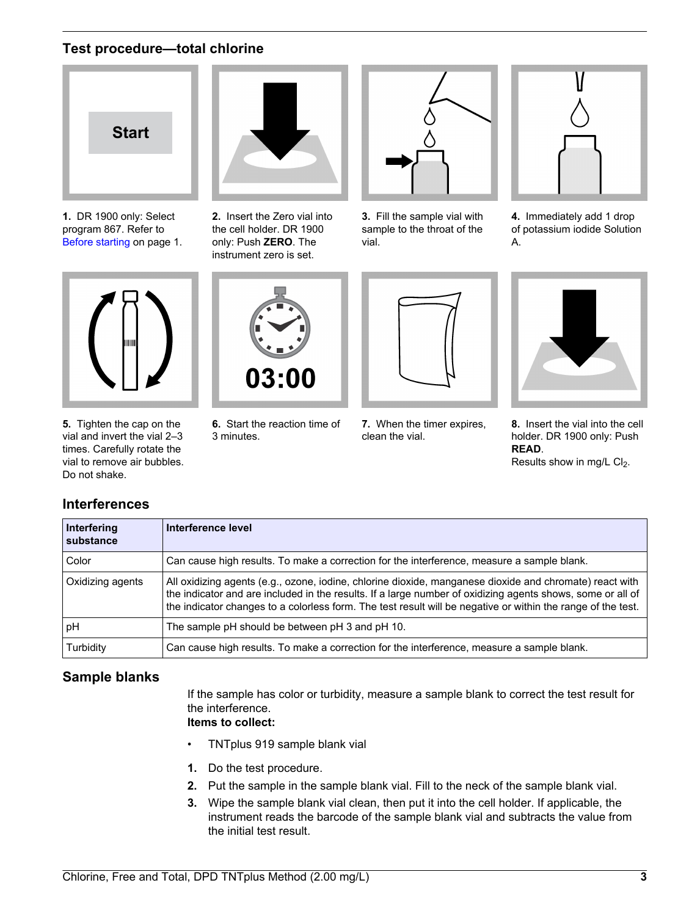## Test procedure—total chlorine

1. DR 1900 only: Select program 867. Refer to Before starting on page 1.

2. Insert the Zero vial into the cell holder. DR 1900 only: Push **ZERO**. The instrument zero is set.

3. Fill the sample vial with sample to the throat of the vial.

4. Immediately add 1 drop of potassium iodide Solution A.

5. Tighten the cap on the vial and invert the vial 2–3 times. Carefully rotate the vial to remove air bubbles. Do not shake.

6. Start the reaction time of 3 minutes.

7. When the timer expires, clean the vial.

8. Insert the vial into the cell holder. DR 1900 only: Push **READ**. Results show in mg/L $Cl_2$.

## Interferences

| Interfering substance | Interference level |
|---|---|
| Color | Can cause high results. To make a correction for the interference, measure a sample blank. |
| Oxidizing agents | All oxidizing agents (e.g., ozone, iodine, chlorine dioxide, manganese dioxide and chromate) react with the indicator and are included in the results. If a large number of oxidizing agents shows, some or all of the indicator changes to a colorless form. The test result will be negative or within the range of the test. |
| pH | The sample pH should be between pH 3 and pH 10. |
| Turbidity | Can cause high results. To make a correction for the interference, measure a sample blank. |

## Sample blanks

If the sample has color or turbidity, measure a sample blank to correct the test result for the interference.

**Items to collect:**

- TNTplus 919 sample blank vial

1. Do the test procedure.
2. Put the sample in the sample blank vial. Fill to the neck of the sample blank vial.
3. Wipe the sample blank vial clean, then put it into the cell holder. If applicable, the instrument reads the barcode of the sample blank vial and subtracts the value from the initial test result.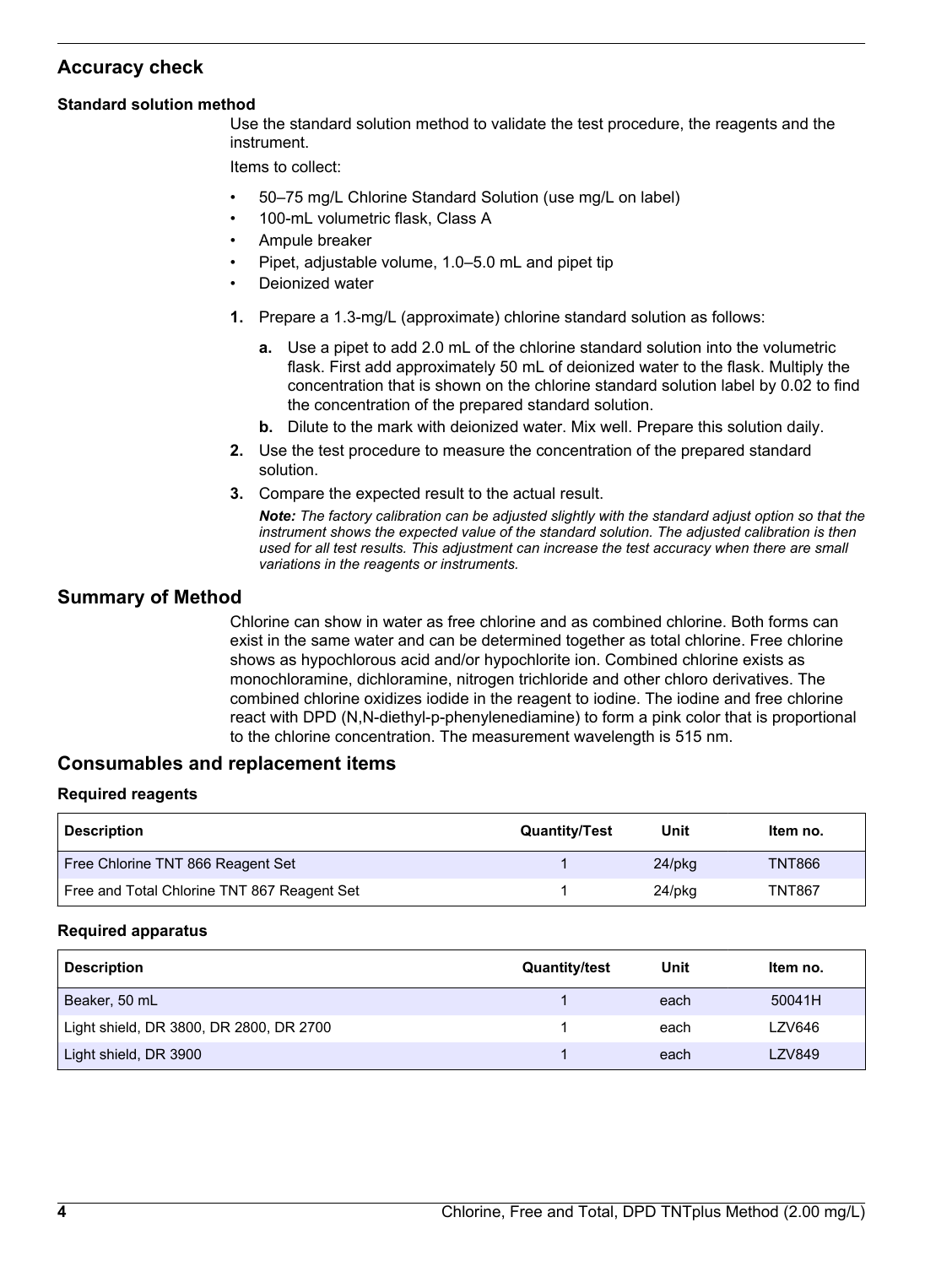## Accuracy check

### Standard solution method

Use the standard solution method to validate the test procedure, the reagents and the instrument.

Items to collect:

- 50–75 mg/L Chlorine Standard Solution (use mg/L on label)
- 100-mL volumetric flask, Class A
- Ampule breaker
- Pipet, adjustable volume, 1.0–5.0 mL and pipet tip
- Deionized water

1. Prepare a 1.3-mg/L (approximate) chlorine standard solution as follows:
   a. Use a pipet to add 2.0 mL of the chlorine standard solution into the volumetric flask. First add approximately 50 mL of deionized water to the flask. Multiply the concentration that is shown on the chlorine standard solution label by 0.02 to find the concentration of the prepared standard solution.
   b. Dilute to the mark with deionized water. Mix well. Prepare this solution daily.
2. Use the test procedure to measure the concentration of the prepared standard solution.
3. Compare the expected result to the actual result.

   ***Note:** The factory calibration can be adjusted slightly with the standard adjust option so that the instrument shows the expected value of the standard solution. The adjusted calibration is then used for all test results. This adjustment can increase the test accuracy when there are small variations in the reagents or instruments.*

## Summary of Method

Chlorine can show in water as free chlorine and as combined chlorine. Both forms can exist in the same water and can be determined together as total chlorine. Free chlorine shows as hypochlorous acid and/or hypochlorite ion. Combined chlorine exists as monochloramine, dichloramine, nitrogen trichloride and other chloro derivatives. The combined chlorine oxidizes iodide in the reagent to iodine. The iodine and free chlorine react with DPD (N,N-diethyl-p-phenylenediamine) to form a pink color that is proportional to the chlorine concentration. The measurement wavelength is 515 nm.

## Consumables and replacement items

### Required reagents

| Description | Quantity/Test | Unit | Item no. |
|---|---|---|---|
| Free Chlorine TNT 866 Reagent Set | 1 | 24/pkg | TNT866 |
| Free and Total Chlorine TNT 867 Reagent Set | 1 | 24/pkg | TNT867 |

### Required apparatus

| Description | Quantity/test | Unit | Item no. |
|---|---|---|---|
| Beaker, 50 mL | 1 | each | 50041H |
| Light shield, DR 3800, DR 2800, DR 2700 | 1 | each | LZV646 |
| Light shield, DR 3900 | 1 | each | LZV849 |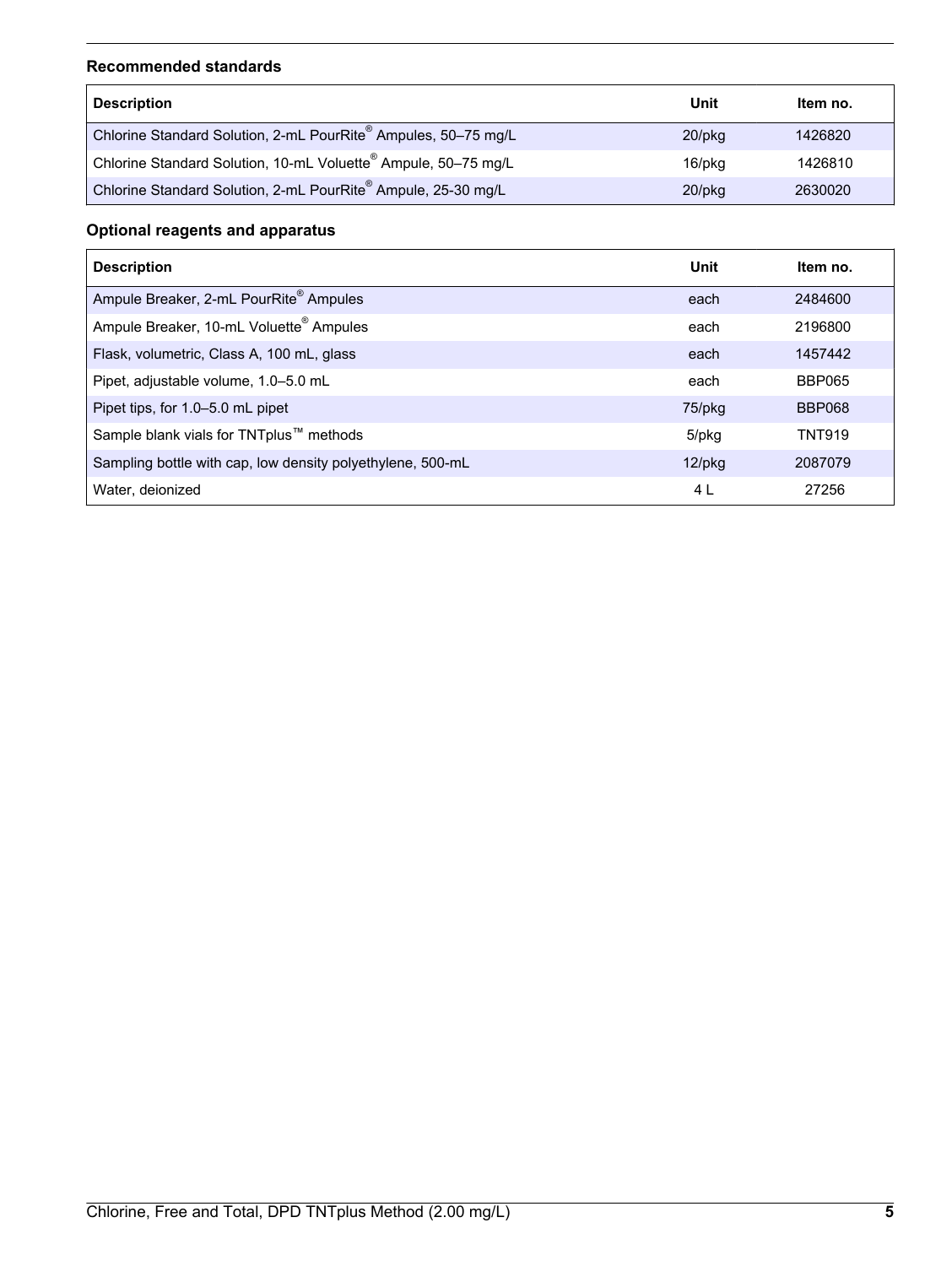### Recommended standards

| Description | Unit | Item no. |
|---|---|---|
| Chlorine Standard Solution, 2-mL PourRite® Ampules, 50–75 mg/L | 20/pkg | 1426820 |
| Chlorine Standard Solution, 10-mL Voluette® Ampule, 50–75 mg/L | 16/pkg | 1426810 |
| Chlorine Standard Solution, 2-mL PourRite® Ampule, 25-30 mg/L | 20/pkg | 2630020 |

### Optional reagents and apparatus

| Description | Unit | Item no. |
|---|---|---|
| Ampule Breaker, 2-mL PourRite® Ampules | each | 2484600 |
| Ampule Breaker, 10-mL Voluette® Ampules | each | 2196800 |
| Flask, volumetric, Class A, 100 mL, glass | each | 1457442 |
| Pipet, adjustable volume, 1.0–5.0 mL | each | BBP065 |
| Pipet tips, for 1.0–5.0 mL pipet | 75/pkg | BBP068 |
| Sample blank vials for TNTplus™ methods | 5/pkg | TNT919 |
| Sampling bottle with cap, low density polyethylene, 500-mL | 12/pkg | 2087079 |
| Water, deionized | 4 L | 27256 |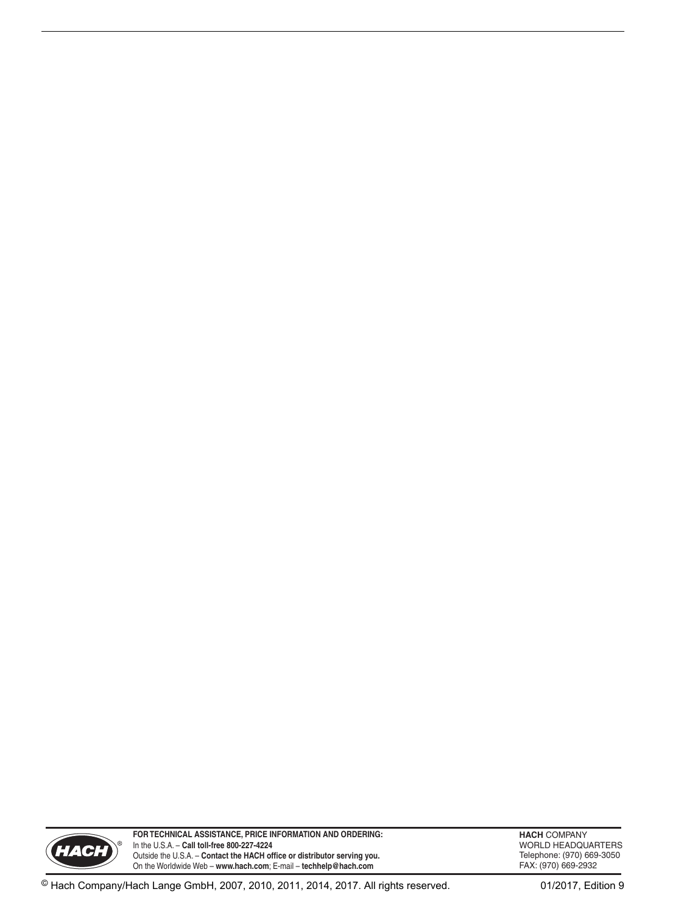**FOR TECHNICAL ASSISTANCE, PRICE INFORMATION AND ORDERING:**
In the U.S.A. – **Call toll-free 800-227-4224**
Outside the U.S.A. – **Contact the HACH office or distributor serving you.**
On the Worldwide Web – **www.hach.com**; E-mail – **techhelp@hach.com**

**HACH** COMPANY
WORLD HEADQUARTERS
Telephone: (970) 669-3050
FAX: (970) 669-2932

© Hach Company/Hach Lange GmbH, 2007, 2010, 2011, 2014, 2017. All rights reserved.

01/2017, Edition 9